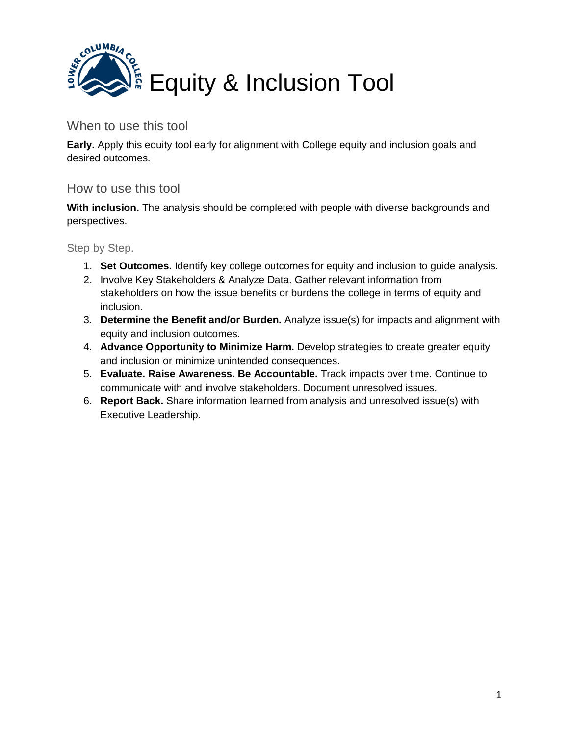# Equity & Inclusion Tool

## When to use this tool

**Early.** Apply this equity tool early for alignment with College equity and inclusion goals and desired outcomes.

## How to use this tool

**With inclusion.** The analysis should be completed with people with diverse backgrounds and perspectives.

### Step by Step.

1. **Set Outcomes.** Identify key college outcomes for equity and inclusion to guide analysis.
2. Involve Key Stakeholders & Analyze Data. Gather relevant information from stakeholders on how the issue benefits or burdens the college in terms of equity and inclusion.
3. **Determine the Benefit and/or Burden.** Analyze issue(s) for impacts and alignment with equity and inclusion outcomes.
4. **Advance Opportunity to Minimize Harm.** Develop strategies to create greater equity and inclusion or minimize unintended consequences.
5. **Evaluate. Raise Awareness. Be Accountable.** Track impacts over time. Continue to communicate with and involve stakeholders. Document unresolved issues.
6. **Report Back.** Share information learned from analysis and unresolved issue(s) with Executive Leadership.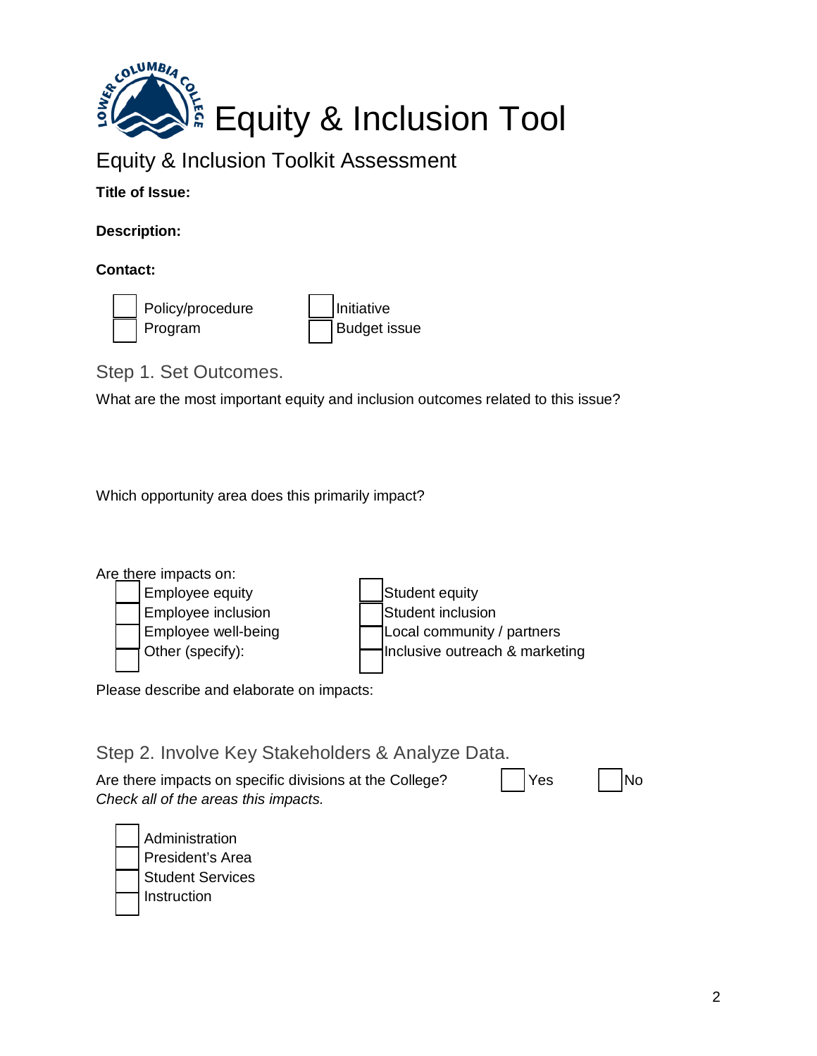# Equity & Inclusion Tool

## Equity & Inclusion Toolkit Assessment

**Title of Issue:**

**Description:**

**Contact:**

- [ ] Policy/procedure
- [ ] Program
- [ ] Initiative
- [ ] Budget issue

### Step 1. Set Outcomes.

What are the most important equity and inclusion outcomes related to this issue?

Which opportunity area does this primarily impact?

Are there impacts on:

- [ ] Employee equity
- [ ] Employee inclusion
- [ ] Employee well-being
- [ ] Other (specify):
- [ ] Student equity
- [ ] Student inclusion
- [ ] Local community / partners
- [ ] Inclusive outreach & marketing

Please describe and elaborate on impacts:

### Step 2. Involve Key Stakeholders & Analyze Data.

Are there impacts on specific divisions at the College? - [ ] Yes - [ ] No

*Check all of the areas this impacts.*

- [ ] Administration
- [ ] President's Area
- [ ] Student Services
- [ ] Instruction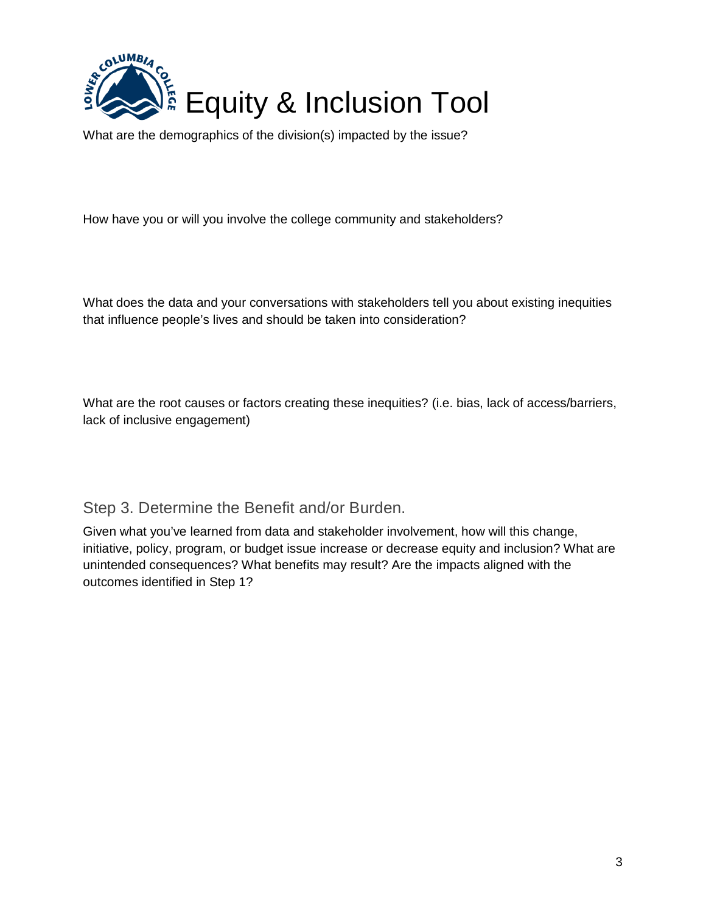# Equity & Inclusion Tool

What are the demographics of the division(s) impacted by the issue?

How have you or will you involve the college community and stakeholders?

What does the data and your conversations with stakeholders tell you about existing inequities that influence people's lives and should be taken into consideration?

What are the root causes or factors creating these inequities? (i.e. bias, lack of access/barriers, lack of inclusive engagement)

## Step 3. Determine the Benefit and/or Burden.

Given what you've learned from data and stakeholder involvement, how will this change, initiative, policy, program, or budget issue increase or decrease equity and inclusion? What are unintended consequences? What benefits may result? Are the impacts aligned with the outcomes identified in Step 1?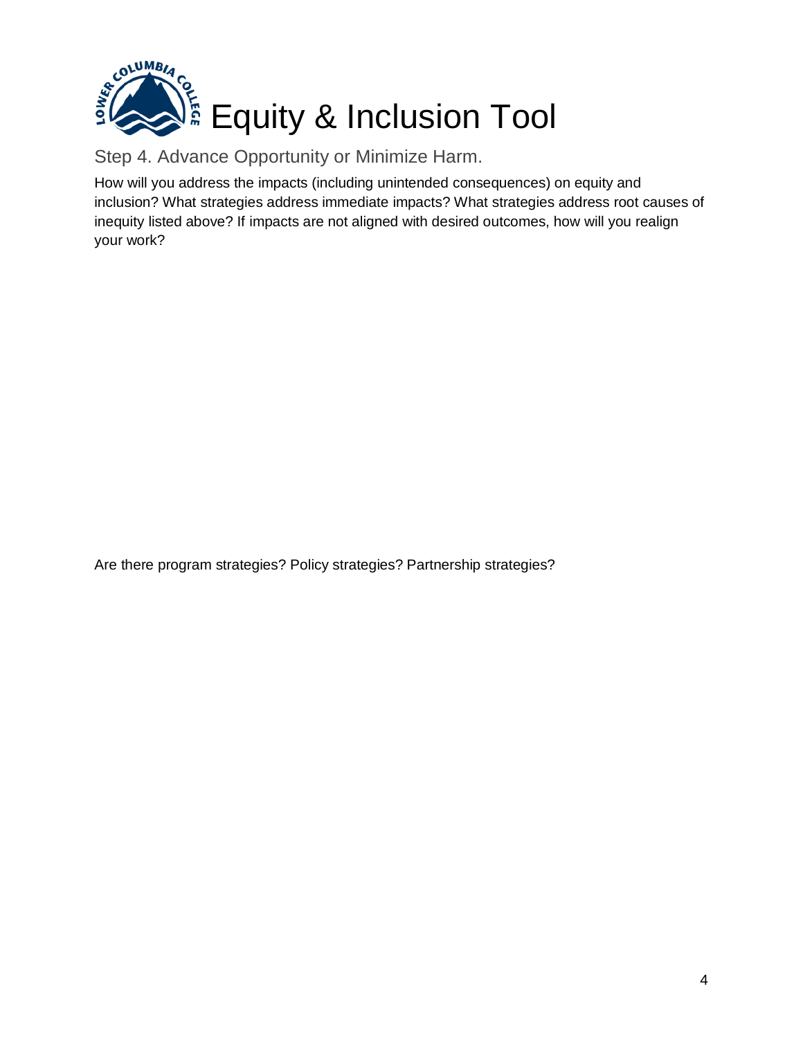# Equity & Inclusion Tool

## Step 4. Advance Opportunity or Minimize Harm.

How will you address the impacts (including unintended consequences) on equity and inclusion? What strategies address immediate impacts? What strategies address root causes of inequity listed above? If impacts are not aligned with desired outcomes, how will you realign your work?

Are there program strategies? Policy strategies? Partnership strategies?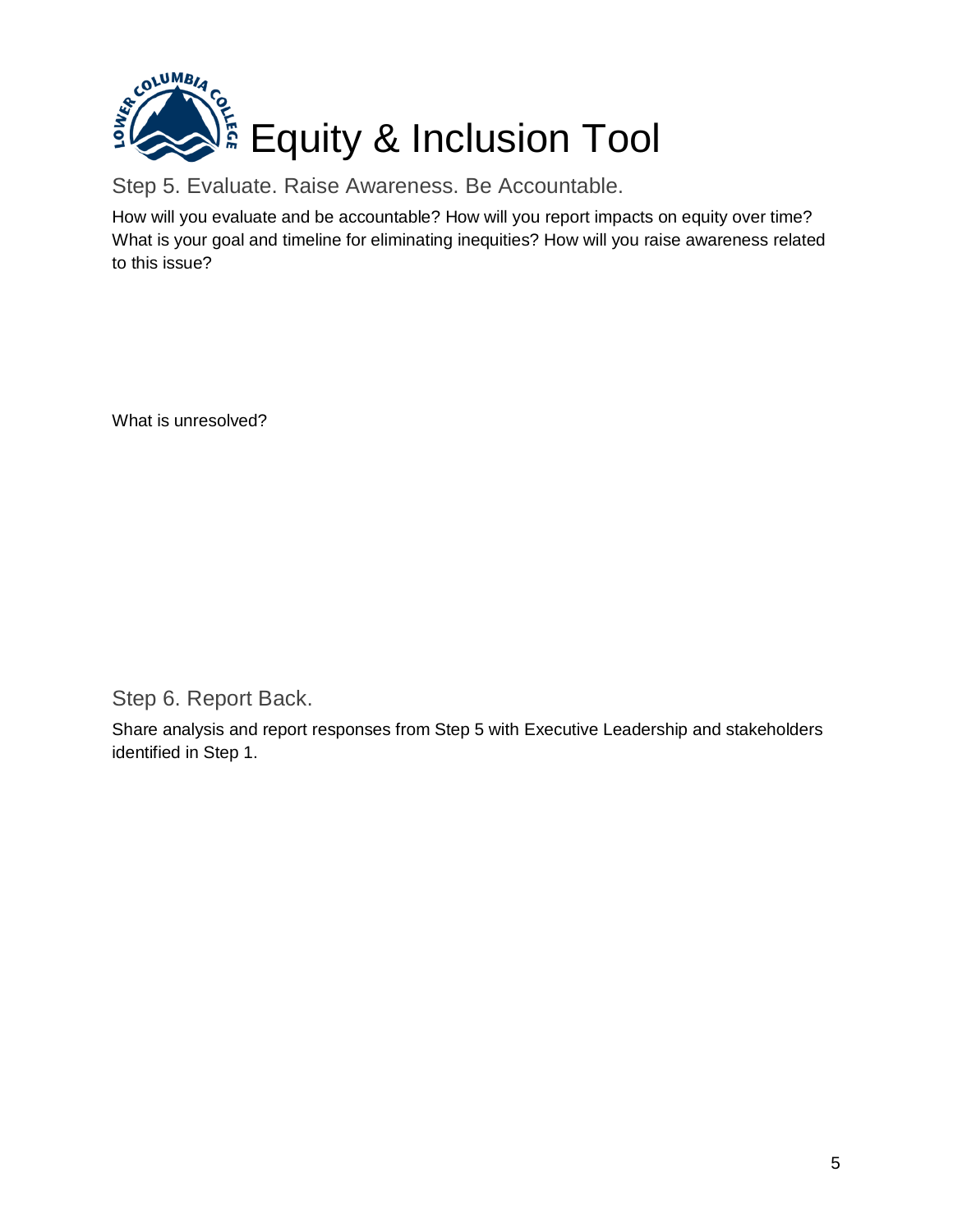# Equity & Inclusion Tool

## Step 5. Evaluate. Raise Awareness. Be Accountable.

How will you evaluate and be accountable? How will you report impacts on equity over time? What is your goal and timeline for eliminating inequities? How will you raise awareness related to this issue?

What is unresolved?

## Step 6. Report Back.

Share analysis and report responses from Step 5 with Executive Leadership and stakeholders identified in Step 1.